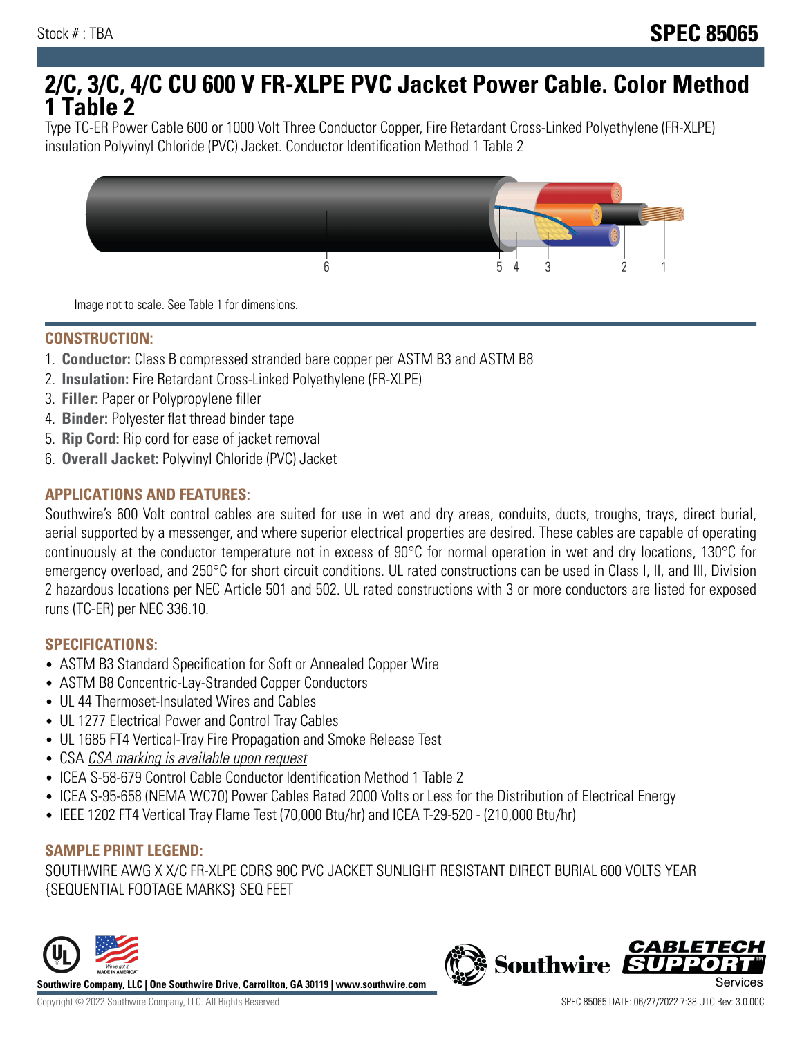Stock # : TBA

# SPEC 85065

## 2/C, 3/C, 4/C CU 600 V FR-XLPE PVC Jacket Power Cable. Color Method 1 Table 2

Type TC-ER Power Cable 600 or 1000 Volt Three Conductor Copper, Fire Retardant Cross-Linked Polyethylene (FR-XLPE) insulation Polyvinyl Chloride (PVC) Jacket. Conductor Identification Method 1 Table 2

Image not to scale. See Table 1 for dimensions.

### CONSTRUCTION:

1. **Conductor:** Class B compressed stranded bare copper per ASTM B3 and ASTM B8
2. **Insulation:** Fire Retardant Cross-Linked Polyethylene (FR-XLPE)
3. **Filler:** Paper or Polypropylene filler
4. **Binder:** Polyester flat thread binder tape
5. **Rip Cord:** Rip cord for ease of jacket removal
6. **Overall Jacket:** Polyvinyl Chloride (PVC) Jacket

### APPLICATIONS AND FEATURES:

Southwire's 600 Volt control cables are suited for use in wet and dry areas, conduits, ducts, troughs, trays, direct burial, aerial supported by a messenger, and where superior electrical properties are desired. These cables are capable of operating continuously at the conductor temperature not in excess of 90°C for normal operation in wet and dry locations, 130°C for emergency overload, and 250°C for short circuit conditions. UL rated constructions can be used in Class I, II, and III, Division 2 hazardous locations per NEC Article 501 and 502. UL rated constructions with 3 or more conductors are listed for exposed runs (TC-ER) per NEC 336.10.

### SPECIFICATIONS:

- ASTM B3 Standard Specification for Soft or Annealed Copper Wire
- ASTM B8 Concentric-Lay-Stranded Copper Conductors
- UL 44 Thermoset-Insulated Wires and Cables
- UL 1277 Electrical Power and Control Tray Cables
- UL 1685 FT4 Vertical-Tray Fire Propagation and Smoke Release Test
- CSA *CSA marking is available upon request*
- ICEA S-58-679 Control Cable Conductor Identification Method 1 Table 2
- ICEA S-95-658 (NEMA WC70) Power Cables Rated 2000 Volts or Less for the Distribution of Electrical Energy
- IEEE 1202 FT4 Vertical Tray Flame Test (70,000 Btu/hr) and ICEA T-29-520 - (210,000 Btu/hr)

### SAMPLE PRINT LEGEND:

SOUTHWIRE AWG X X/C FR-XLPE CDRS 90C PVC JACKET SUNLIGHT RESISTANT DIRECT BURIAL 600 VOLTS YEAR {SEQUENTIAL FOOTAGE MARKS} SEQ FEET

**Southwire Company, LLC | One Southwire Drive, Carrollton, GA 30119 | www.southwire.com**

Copyright © 2022 Southwire Company, LLC. All Rights Reserved

SPEC 85065 DATE: 06/27/2022 7:38 UTC Rev: 3.0.00C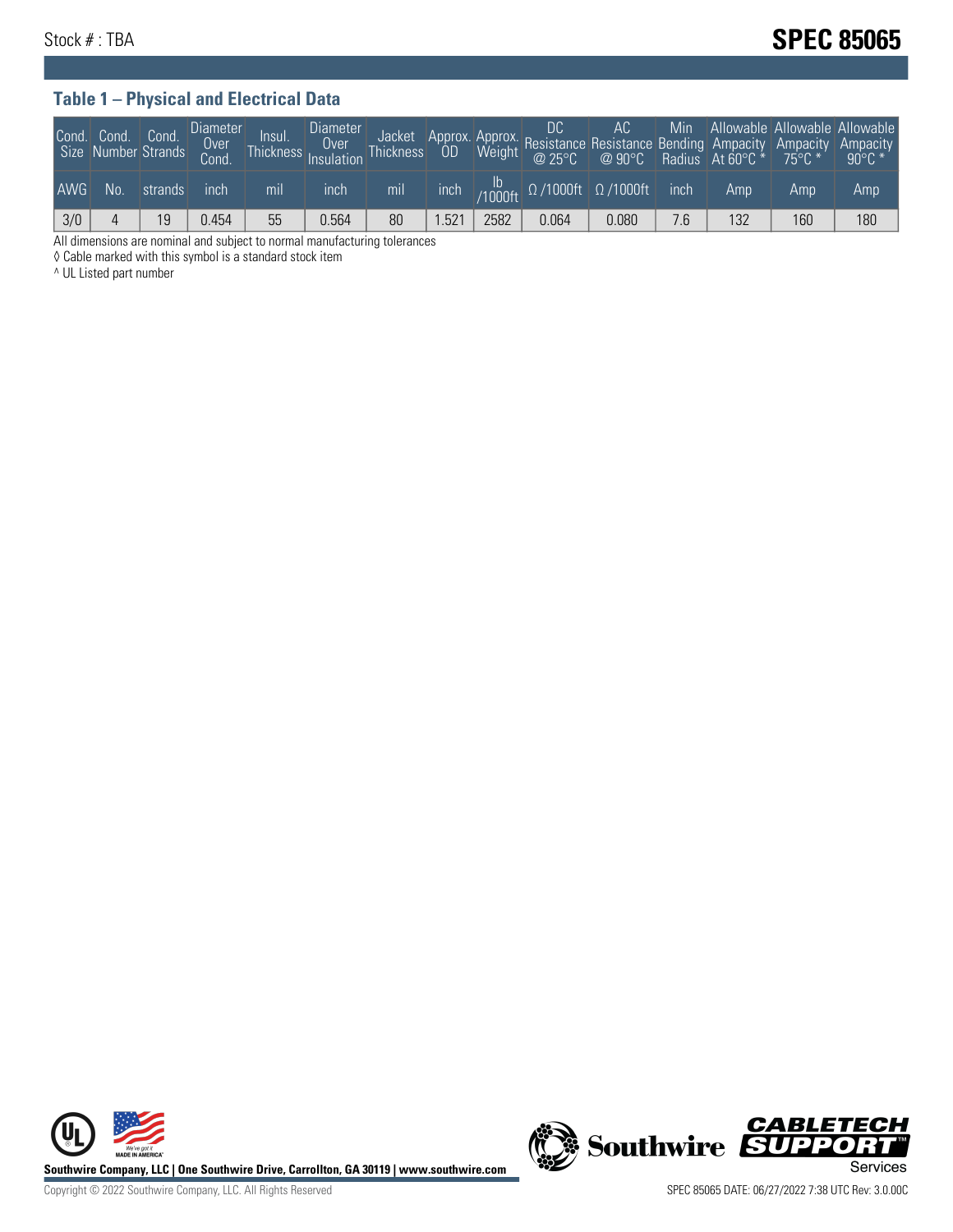## Table 1 – Physical and Electrical Data

| Cond. Size | Cond. Number | Cond. Strands | Diameter Over Cond. | Insul. Thickness | Diameter Over Insulation | Jacket Thickness | Approx. OD | Approx. Weight | DC Resistance @ 25°C | AC Resistance @ 90°C | Min Bending Radius | Allowable Ampacity At 60°C * | Allowable Ampacity 75°C * | Allowable Ampacity 90°C * |
|---|---|---|---|---|---|---|---|---|---|---|---|---|---|---|
| AWG | No. | strands | inch | mil | inch | mil | inch | lb /1000ft | Ω /1000ft | Ω /1000ft | inch | Amp | Amp | Amp |
| 3/0 | 4 | 19 | 0.454 | 55 | 0.564 | 80 | 1.521 | 2582 | 0.064 | 0.080 | 7.6 | 132 | 160 | 180 |

All dimensions are nominal and subject to normal manufacturing tolerances

◊ Cable marked with this symbol is a standard stock item

^ UL Listed part number